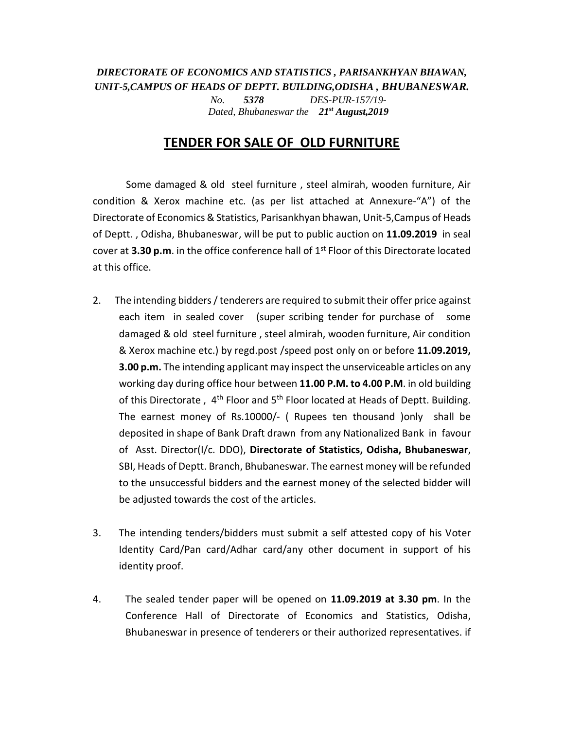***DIRECTORATE OF ECONOMICS AND STATISTICS , PARISANKHYAN BHAWAN, UNIT-5,CAMPUS OF HEADS OF DEPTT. BUILDING,ODISHA , BHUBANESWAR.***

*No. **5378** DES-PUR-157/19-*

*Dated, Bhubaneswar the **21st August,2019***

# TENDER FOR SALE OF OLD FURNITURE

Some damaged & old steel furniture , steel almirah, wooden furniture, Air condition & Xerox machine etc. (as per list attached at Annexure-"A") of the Directorate of Economics & Statistics, Parisankhyan bhawan, Unit-5,Campus of Heads of Deptt. , Odisha, Bhubaneswar, will be put to public auction on **11.09.2019** in seal cover at **3.30 p.m**. in the office conference hall of 1st Floor of this Directorate located at this office.

2. The intending bidders / tenderers are required to submit their offer price against each item in sealed cover (super scribing tender for purchase of some damaged & old steel furniture , steel almirah, wooden furniture, Air condition & Xerox machine etc.) by regd.post /speed post only on or before **11.09.2019, 3.00 p.m.** The intending applicant may inspect the unserviceable articles on any working day during office hour between **11.00 P.M. to 4.00 P.M**. in old building of this Directorate , 4th Floor and 5th Floor located at Heads of Deptt. Building. The earnest money of Rs.10000/- ( Rupees ten thousand )only shall be deposited in shape of Bank Draft drawn from any Nationalized Bank in favour of Asst. Director(I/c. DDO), **Directorate of Statistics, Odisha, Bhubaneswar**, SBI, Heads of Deptt. Branch, Bhubaneswar. The earnest money will be refunded to the unsuccessful bidders and the earnest money of the selected bidder will be adjusted towards the cost of the articles.

3. The intending tenders/bidders must submit a self attested copy of his Voter Identity Card/Pan card/Adhar card/any other document in support of his identity proof.

4. The sealed tender paper will be opened on **11.09.2019 at 3.30 pm**. In the Conference Hall of Directorate of Economics and Statistics, Odisha, Bhubaneswar in presence of tenderers or their authorized representatives. if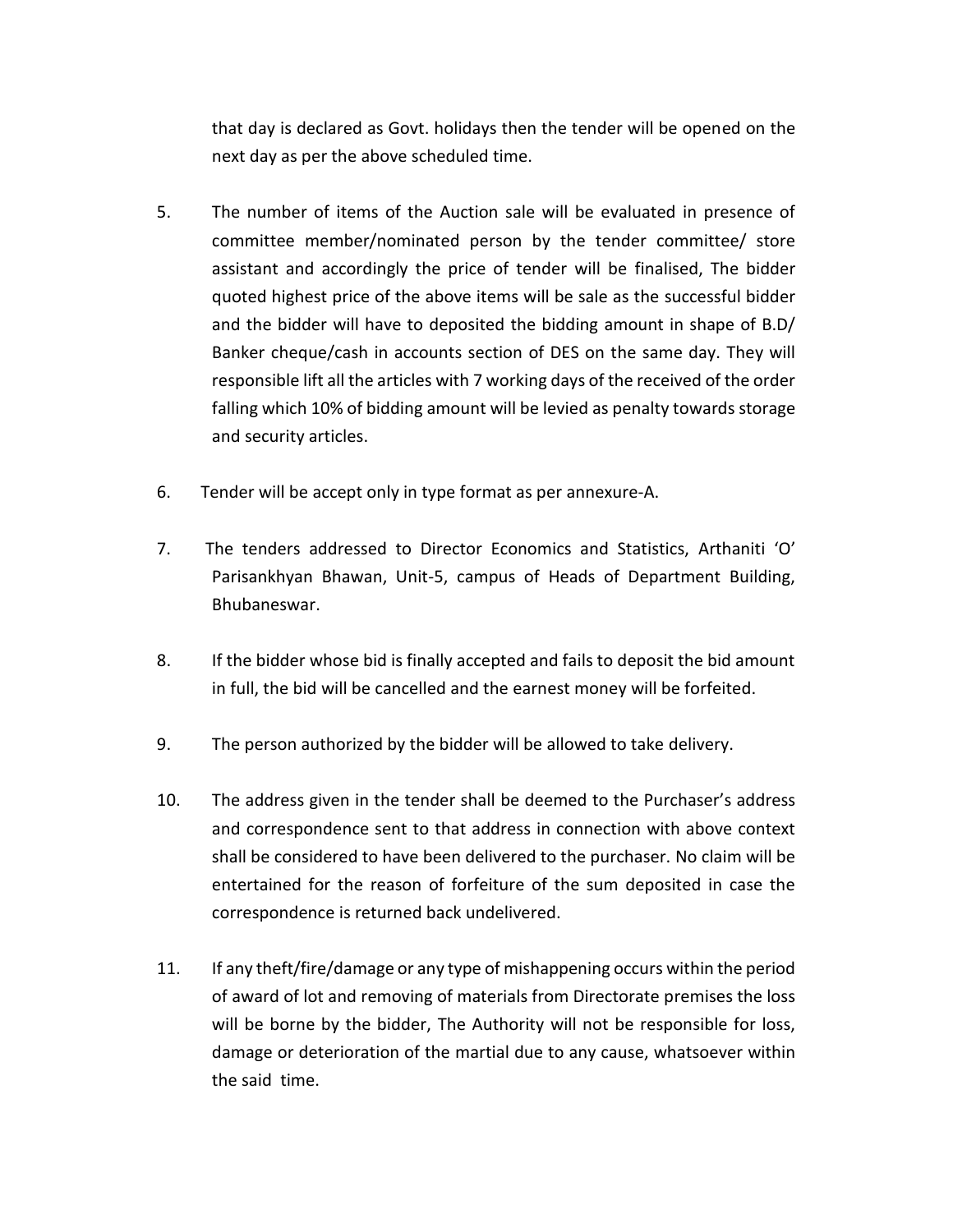that day is declared as Govt. holidays then the tender will be opened on the next day as per the above scheduled time.

5. The number of items of the Auction sale will be evaluated in presence of committee member/nominated person by the tender committee/ store assistant and accordingly the price of tender will be finalised, The bidder quoted highest price of the above items will be sale as the successful bidder and the bidder will have to deposited the bidding amount in shape of B.D/ Banker cheque/cash in accounts section of DES on the same day. They will responsible lift all the articles with 7 working days of the received of the order falling which 10% of bidding amount will be levied as penalty towards storage and security articles.

6. Tender will be accept only in type format as per annexure-A.

7. The tenders addressed to Director Economics and Statistics, Arthaniti 'O' Parisankhyan Bhawan, Unit-5, campus of Heads of Department Building, Bhubaneswar.

8. If the bidder whose bid is finally accepted and fails to deposit the bid amount in full, the bid will be cancelled and the earnest money will be forfeited.

9. The person authorized by the bidder will be allowed to take delivery.

10. The address given in the tender shall be deemed to the Purchaser's address and correspondence sent to that address in connection with above context shall be considered to have been delivered to the purchaser. No claim will be entertained for the reason of forfeiture of the sum deposited in case the correspondence is returned back undelivered.

11. If any theft/fire/damage or any type of mishappening occurs within the period of award of lot and removing of materials from Directorate premises the loss will be borne by the bidder, The Authority will not be responsible for loss, damage or deterioration of the martial due to any cause, whatsoever within the said time.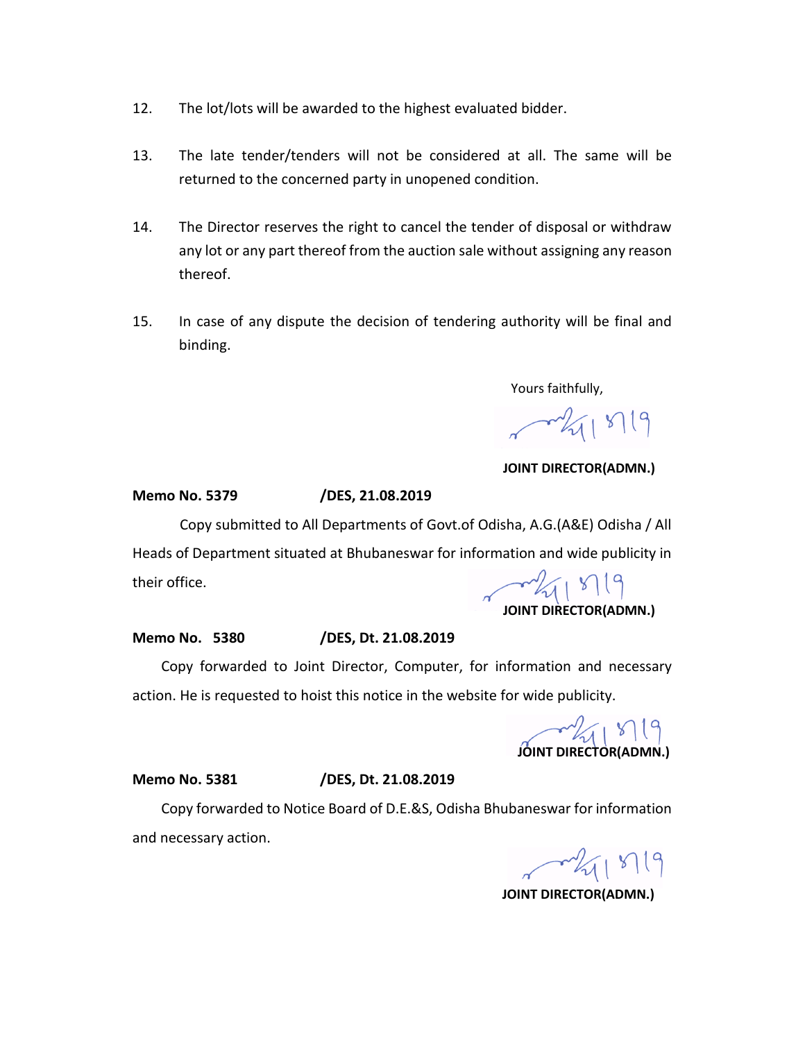12. The lot/lots will be awarded to the highest evaluated bidder.

13. The late tender/tenders will not be considered at all. The same will be returned to the concerned party in unopened condition.

14. The Director reserves the right to cancel the tender of disposal or withdraw any lot or any part thereof from the auction sale without assigning any reason thereof.

15. In case of any dispute the decision of tendering authority will be final and binding.

Yours faithfully,

21/8/19

**JOINT DIRECTOR(ADMN.)**

**Memo No. 5379 /DES, 21.08.2019**

Copy submitted to All Departments of Govt.of Odisha, A.G.(A&E) Odisha / All Heads of Department situated at Bhubaneswar for information and wide publicity in their office.

21/8/19

**JOINT DIRECTOR(ADMN.)**

**Memo No. 5380 /DES, Dt. 21.08.2019**

Copy forwarded to Joint Director, Computer, for information and necessary action. He is requested to hoist this notice in the website for wide publicity.

21/8/19

**JOINT DIRECTOR(ADMN.)**

**Memo No. 5381 /DES, Dt. 21.08.2019**

Copy forwarded to Notice Board of D.E.&S, Odisha Bhubaneswar for information and necessary action.

21/8/19

**JOINT DIRECTOR(ADMN.)**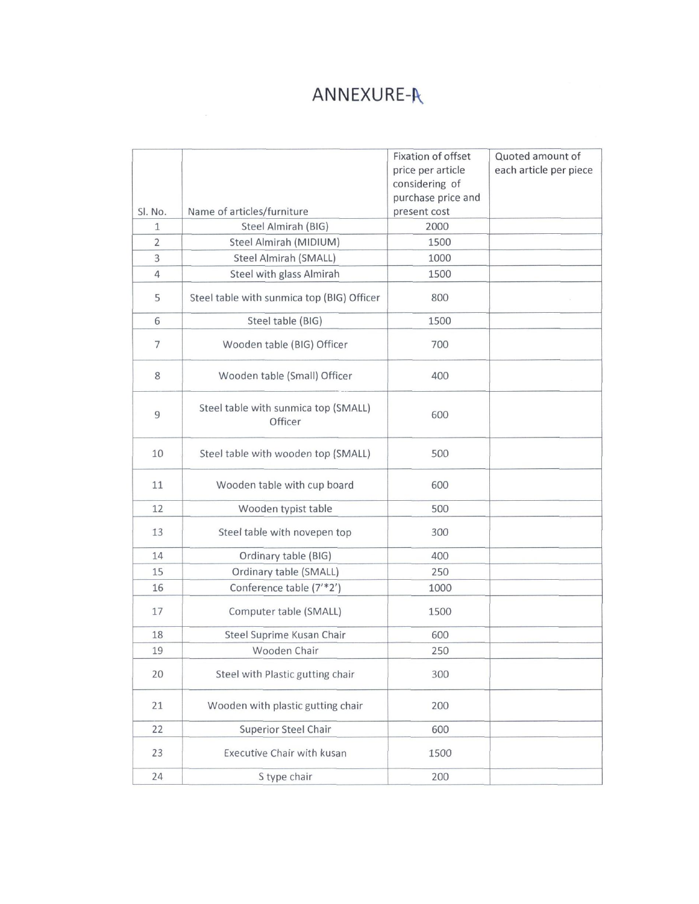# ANNEXURE-A

| Sl. No. | Name of articles/furniture | Fixation of offset price per article considering of purchase price and present cost | Quoted amount of each article per piece |
|---|---|---|---|
| 1 | Steel Almirah (BIG) | 2000 | |
| 2 | Steel Almirah (MIDIUM) | 1500 | |
| 3 | Steel Almirah (SMALL) | 1000 | |
| 4 | Steel with glass Almirah | 1500 | |
| 5 | Steel table with sunmica top (BIG) Officer | 800 | |
| 6 | Steel table (BIG) | 1500 | |
| 7 | Wooden table (BIG) Officer | 700 | |
| 8 | Wooden table (Small) Officer | 400 | |
| 9 | Steel table with sunmica top (SMALL) Officer | 600 | |
| 10 | Steel table with wooden top (SMALL) | 500 | |
| 11 | Wooden table with cup board | 600 | |
| 12 | Wooden typist table | 500 | |
| 13 | Steel table with novepen top | 300 | |
| 14 | Ordinary table (BIG) | 400 | |
| 15 | Ordinary table (SMALL) | 250 | |
| 16 | Conference table (7'*2') | 1000 | |
| 17 | Computer table (SMALL) | 1500 | |
| 18 | Steel Suprime Kusan Chair | 600 | |
| 19 | Wooden Chair | 250 | |
| 20 | Steel with Plastic gutting chair | 300 | |
| 21 | Wooden with plastic gutting chair | 200 | |
| 22 | Superior Steel Chair | 600 | |
| 23 | Executive Chair with kusan | 1500 | |
| 24 | S type chair | 200 | |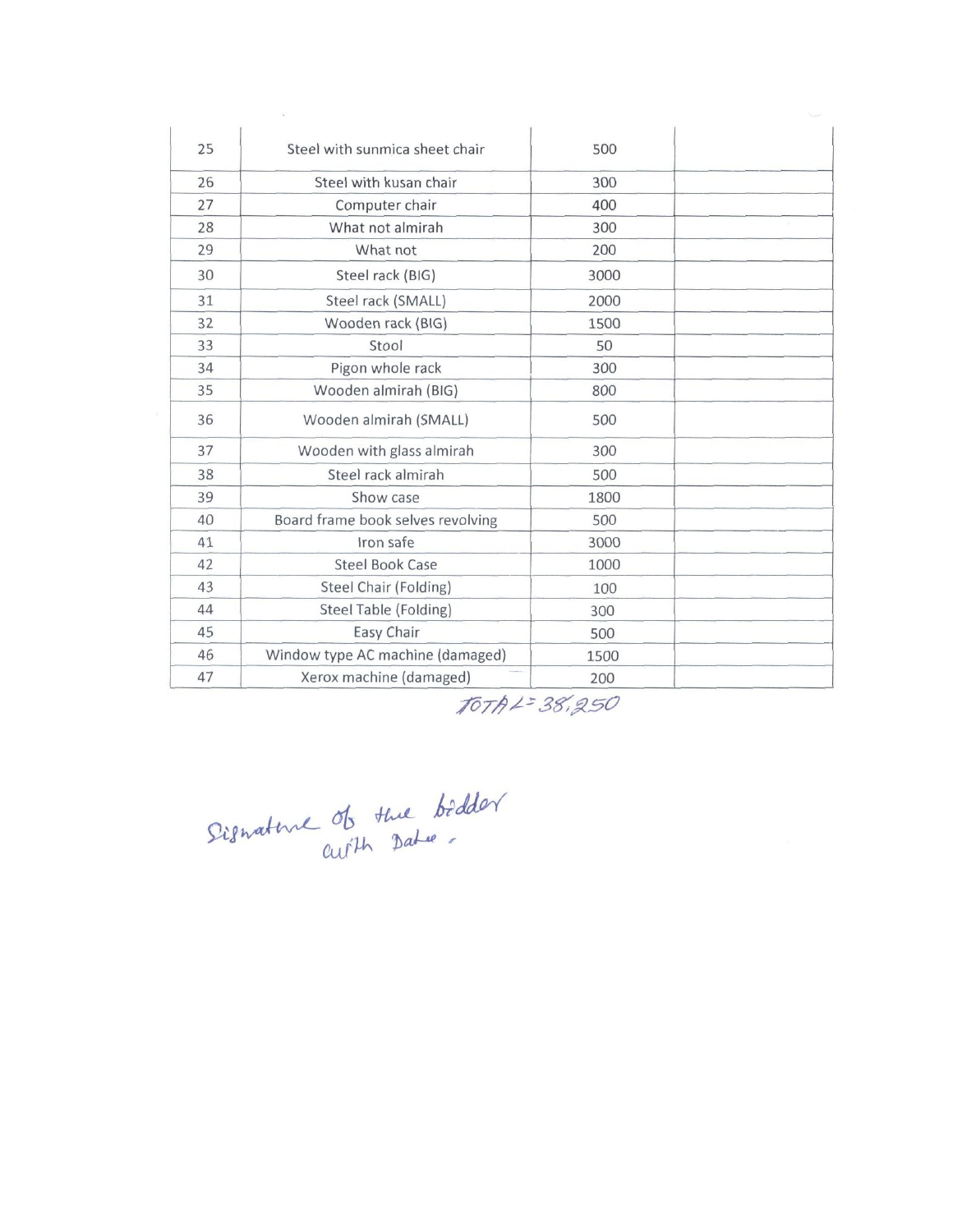| | | | |
|---|---|---|---|
| 25 | Steel with sunmica sheet chair | 500 | |
| 26 | Steel with kusan chair | 300 | |
| 27 | Computer chair | 400 | |
| 28 | What not almirah | 300 | |
| 29 | What not | 200 | |
| 30 | Steel rack (BIG) | 3000 | |
| 31 | Steel rack (SMALL) | 2000 | |
| 32 | Wooden rack (BIG) | 1500 | |
| 33 | Stool | 50 | |
| 34 | Pigon whole rack | 300 | |
| 35 | Wooden almirah (BIG) | 800 | |
| 36 | Wooden almirah (SMALL) | 500 | |
| 37 | Wooden with glass almirah | 300 | |
| 38 | Steel rack almirah | 500 | |
| 39 | Show case | 1800 | |
| 40 | Board frame book selves revolving | 500 | |
| 41 | Iron safe | 3000 | |
| 42 | Steel Book Case | 1000 | |
| 43 | Steel Chair (Folding) | 100 | |
| 44 | Steel Table (Folding) | 300 | |
| 45 | Easy Chair | 500 | |
| 46 | Window type AC machine (damaged) | 1500 | |
| 47 | Xerox machine (damaged) | 200 | |

TOTAL= 38,250

Signature of the bidder with Date.